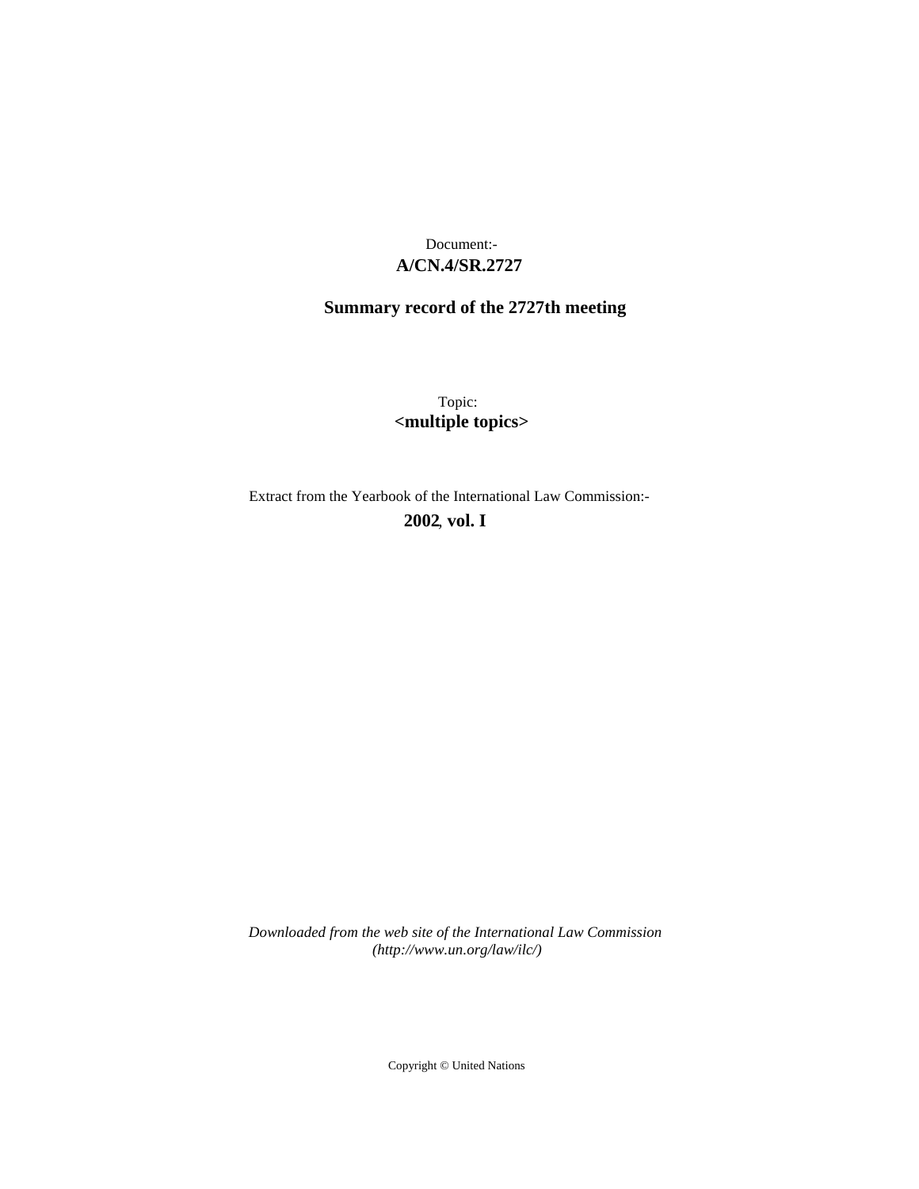Document:-

**A/CN.4/SR.2727**

**Summary record of the 2727th meeting**

Topic:

**<multiple topics>**

Extract from the Yearbook of the International Law Commission:-

**2002, vol. I**

*Downloaded from the web site of the International Law Commission (http://www.un.org/law/ilc/)*

Copyright © United Nations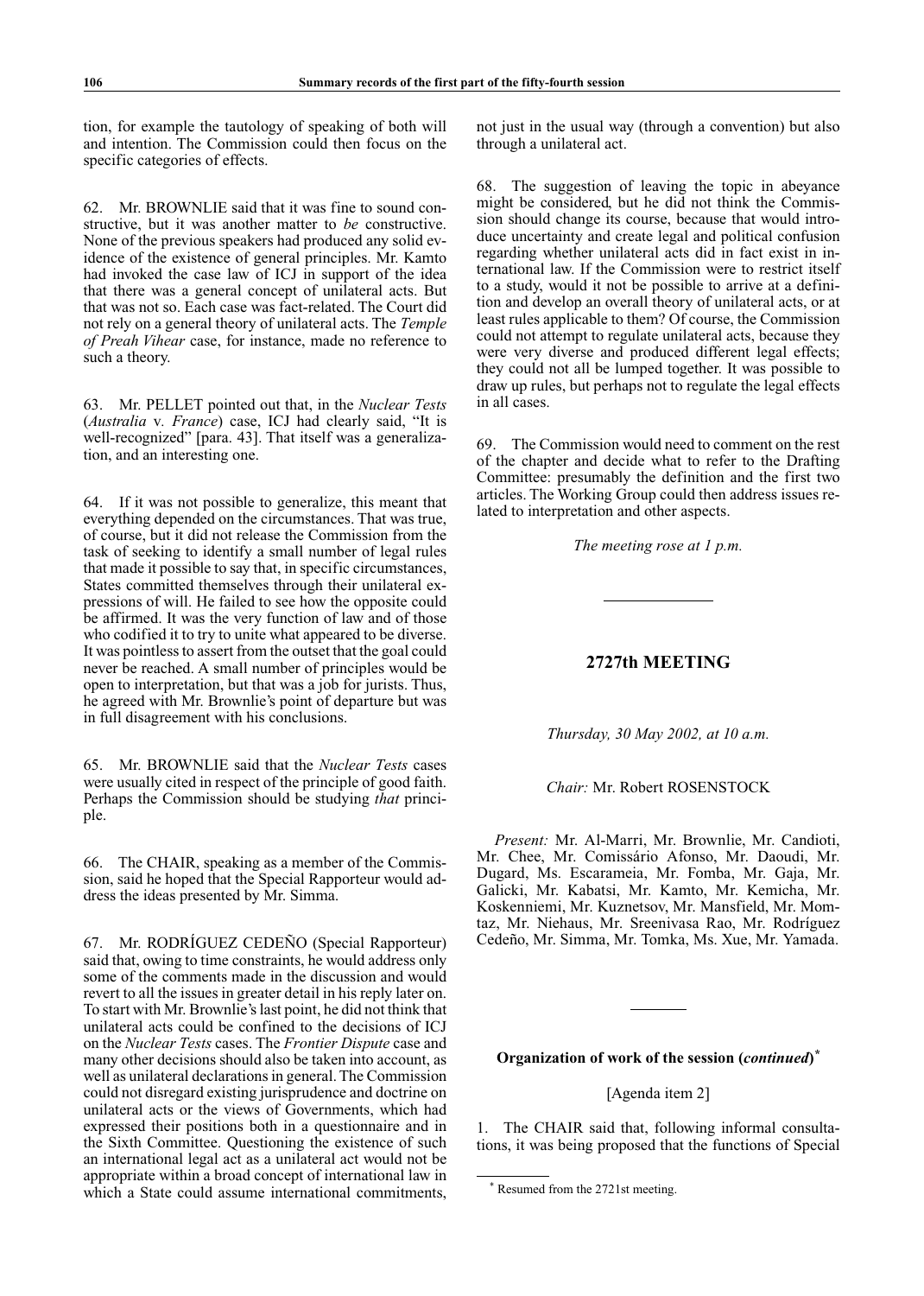tion, for example the tautology of speaking of both will and intention. The Commission could then focus on the specific categories of effects.

62. Mr. BROWNLIE said that it was fine to sound constructive, but it was another matter to *be* constructive. None of the previous speakers had produced any solid evidence of the existence of general principles. Mr. Kamto had invoked the case law of ICJ in support of the idea that there was a general concept of unilateral acts. But that was not so. Each case was fact-related. The Court did not rely on a general theory of unilateral acts. The *Temple of Preah Vihear* case, for instance, made no reference to such a theory.

63. Mr. PELLET pointed out that, in the *Nuclear Tests* (*Australia* v. *France*) case, ICJ had clearly said, "It is well-recognized" [para. 43]. That itself was a generalization, and an interesting one.

64. If it was not possible to generalize, this meant that everything depended on the circumstances. That was true, of course, but it did not release the Commission from the task of seeking to identify a small number of legal rules that made it possible to say that, in specific circumstances, States committed themselves through their unilateral expressions of will. He failed to see how the opposite could be affirmed. It was the very function of law and of those who codified it to try to unite what appeared to be diverse. It was pointless to assert from the outset that the goal could never be reached. A small number of principles would be open to interpretation, but that was a job for jurists. Thus, he agreed with Mr. Brownlie's point of departure but was in full disagreement with his conclusions.

65. Mr. BROWNLIE said that the *Nuclear Tests* cases were usually cited in respect of the principle of good faith. Perhaps the Commission should be studying *that* principle.

66. The CHAIR, speaking as a member of the Commission, said he hoped that the Special Rapporteur would address the ideas presented by Mr. Simma.

67. Mr. RODRÍGUEZ CEDEÑO (Special Rapporteur) said that, owing to time constraints, he would address only some of the comments made in the discussion and would revert to all the issues in greater detail in his reply later on. To start with Mr. Brownlie's last point, he did not think that unilateral acts could be confined to the decisions of ICJ on the *Nuclear Tests* cases. The *Frontier Dispute* case and many other decisions should also be taken into account, as well as unilateral declarations in general. The Commission could not disregard existing jurisprudence and doctrine on unilateral acts or the views of Governments, which had expressed their positions both in a questionnaire and in the Sixth Committee. Questioning the existence of such an international legal act as a unilateral act would not be appropriate within a broad concept of international law in which a State could assume international commitments, not just in the usual way (through a convention) but also through a unilateral act.

68. The suggestion of leaving the topic in abeyance might be considered, but he did not think the Commission should change its course, because that would introduce uncertainty and create legal and political confusion regarding whether unilateral acts did in fact exist in international law. If the Commission were to restrict itself to a study, would it not be possible to arrive at a definition and develop an overall theory of unilateral acts, or at least rules applicable to them? Of course, the Commission could not attempt to regulate unilateral acts, because they were very diverse and produced different legal effects; they could not all be lumped together. It was possible to draw up rules, but perhaps not to regulate the legal effects in all cases.

69. The Commission would need to comment on the rest of the chapter and decide what to refer to the Drafting Committee: presumably the definition and the first two articles. The Working Group could then address issues related to interpretation and other aspects.

*The meeting rose at 1 p.m.*

---

## 2727th MEETING

*Thursday, 30 May 2002, at 10 a.m.*

*Chair:* Mr. Robert ROSENSTOCK

*Present:* Mr. Al-Marri, Mr. Brownlie, Mr. Candioti, Mr. Chee, Mr. Comissário Afonso, Mr. Daoudi, Mr. Dugard, Ms. Escarameia, Mr. Fomba, Mr. Gaja, Mr. Galicki, Mr. Kabatsi, Mr. Kamto, Mr. Kemicha, Mr. Koskenniemi, Mr. Kuznetsov, Mr. Mansfield, Mr. Momtaz, Mr. Niehaus, Mr. Sreenivasa Rao, Mr. Rodríguez Cedeño, Mr. Simma, Mr. Tomka, Ms. Xue, Mr. Yamada.

---

### Organization of work of the session (*continued*)*

[Agenda item 2]

1. The CHAIR said that, following informal consultations, it was being proposed that the functions of Special

\* Resumed from the 2721st meeting.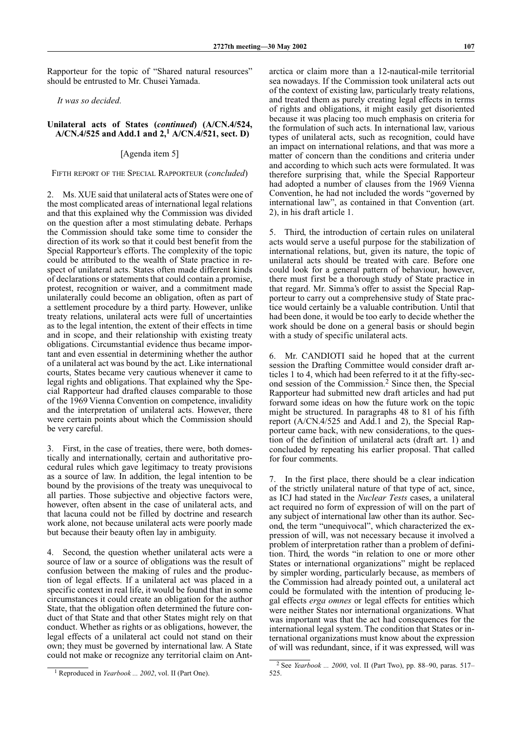Rapporteur for the topic of "Shared natural resources" should be entrusted to Mr. Chusei Yamada.

*It was so decided.*

## Unilateral acts of States (*continued*) (A/CN.4/524, A/CN.4/525 and Add.1 and 2,[1] A/CN.4/521, sect. D)

[Agenda item 5]

FIFTH REPORT OF THE SPECIAL RAPPORTEUR (*concluded*)

2. Ms. XUE said that unilateral acts of States were one of the most complicated areas of international legal relations and that this explained why the Commission was divided on the question after a most stimulating debate. Perhaps the Commission should take some time to consider the direction of its work so that it could best benefit from the Special Rapporteur's efforts. The complexity of the topic could be attributed to the wealth of State practice in respect of unilateral acts. States often made different kinds of declarations or statements that could contain a promise, protest, recognition or waiver, and a commitment made unilaterally could become an obligation, often as part of a settlement procedure by a third party. However, unlike treaty relations, unilateral acts were full of uncertainties as to the legal intention, the extent of their effects in time and in scope, and their relationship with existing treaty obligations. Circumstantial evidence thus became important and even essential in determining whether the author of a unilateral act was bound by the act. Like international courts, States became very cautious whenever it came to legal rights and obligations. That explained why the Special Rapporteur had drafted clauses comparable to those of the 1969 Vienna Convention on competence, invalidity and the interpretation of unilateral acts. However, there were certain points about which the Commission should be very careful.

3. First, in the case of treaties, there were, both domestically and internationally, certain and authoritative procedural rules which gave legitimacy to treaty provisions as a source of law. In addition, the legal intention to be bound by the provisions of the treaty was unequivocal to all parties. Those subjective and objective factors were, however, often absent in the case of unilateral acts, and that lacuna could not be filled by doctrine and research work alone, not because unilateral acts were poorly made but because their beauty often lay in ambiguity.

4. Second, the question whether unilateral acts were a source of law or a source of obligations was the result of confusion between the making of rules and the production of legal effects. If a unilateral act was placed in a specific context in real life, it would be found that in some circumstances it could create an obligation for the author State, that the obligation often determined the future conduct of that State and that other States might rely on that conduct. Whether as rights or as obligations, however, the legal effects of a unilateral act could not stand on their own; they must be governed by international law. A State could not make or recognize any territorial claim on Antarctica or claim more than a 12-nautical-mile territorial sea nowadays. If the Commission took unilateral acts out of the context of existing law, particularly treaty relations, and treated them as purely creating legal effects in terms of rights and obligations, it might easily get disoriented because it was placing too much emphasis on criteria for the formulation of such acts. In international law, various types of unilateral acts, such as recognition, could have an impact on international relations, and that was more a matter of concern than the conditions and criteria under and according to which such acts were formulated. It was therefore surprising that, while the Special Rapporteur had adopted a number of clauses from the 1969 Vienna Convention, he had not included the words "governed by international law", as contained in that Convention (art. 2), in his draft article 1.

5. Third, the introduction of certain rules on unilateral acts would serve a useful purpose for the stabilization of international relations, but, given its nature, the topic of unilateral acts should be treated with care. Before one could look for a general pattern of behaviour, however, there must first be a thorough study of State practice in that regard. Mr. Simma's offer to assist the Special Rapporteur to carry out a comprehensive study of State practice would certainly be a valuable contribution. Until that had been done, it would be too early to decide whether the work should be done on a general basis or should begin with a study of specific unilateral acts.

6. Mr. CANDIOTI said he hoped that at the current session the Drafting Committee would consider draft articles 1 to 4, which had been referred to it at the fifty-second session of the Commission.[2] Since then, the Special Rapporteur had submitted new draft articles and had put forward some ideas on how the future work on the topic might be structured. In paragraphs 48 to 81 of his fifth report (A/CN.4/525 and Add.1 and 2), the Special Rapporteur came back, with new considerations, to the question of the definition of unilateral acts (draft art. 1) and concluded by repeating his earlier proposal. That called for four comments.

7. In the first place, there should be a clear indication of the strictly unilateral nature of that type of act, since, as ICJ had stated in the *Nuclear Tests* cases, a unilateral act required no form of expression of will on the part of any subject of international law other than its author. Second, the term "unequivocal", which characterized the expression of will, was not necessary because it involved a problem of interpretation rather than a problem of definition. Third, the words "in relation to one or more other States or international organizations" might be replaced by simpler wording, particularly because, as members of the Commission had already pointed out, a unilateral act could be formulated with the intention of producing legal effects *erga omnes* or legal effects for entities which were neither States nor international organizations. What was important was that the act had consequences for the international legal system. The condition that States or international organizations must know about the expression of will was redundant, since, if it was expressed, will was

---

[1] Reproduced in *Yearbook ... 2002*, vol. II (Part One).

[2] See *Yearbook ... 2000*, vol. II (Part Two), pp. 88–90, paras. 517–525.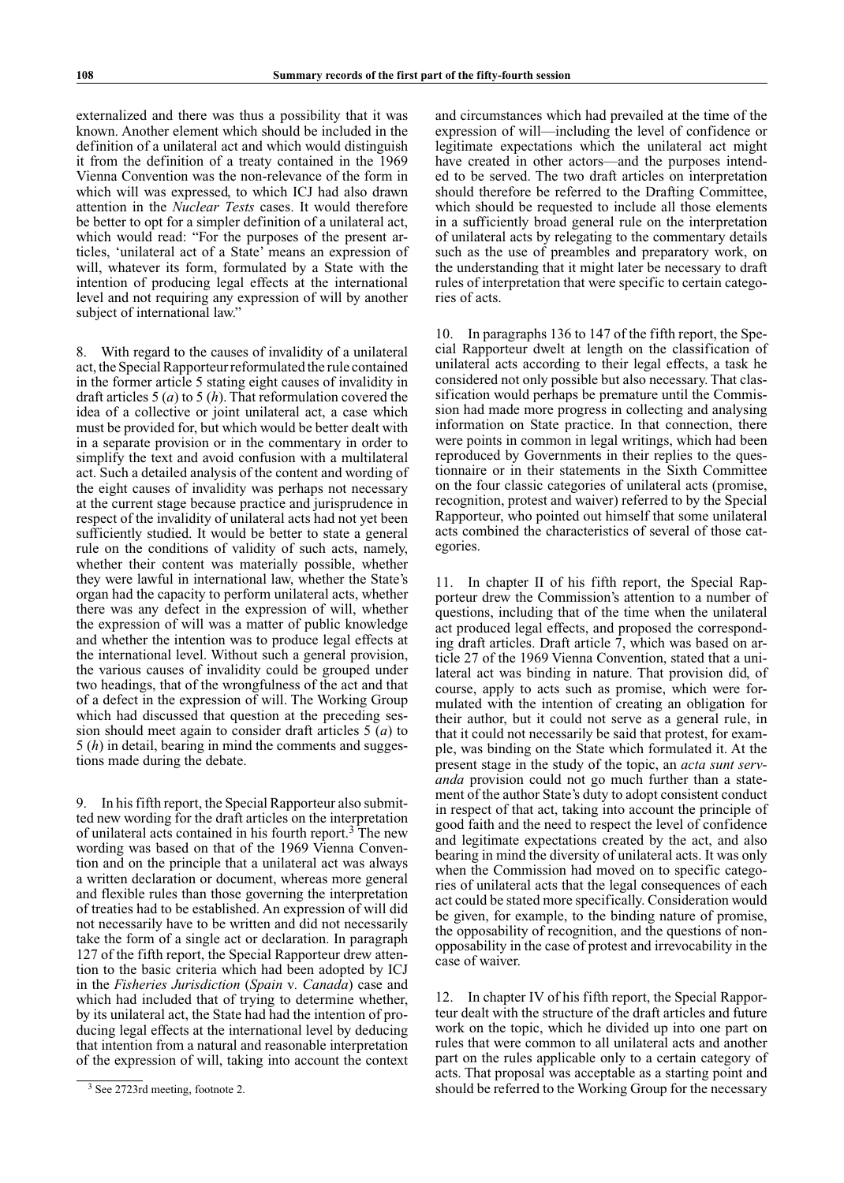externalized and there was thus a possibility that it was known. Another element which should be included in the definition of a unilateral act and which would distinguish it from the definition of a treaty contained in the 1969 Vienna Convention was the non-relevance of the form in which will was expressed, to which ICJ had also drawn attention in the *Nuclear Tests* cases. It would therefore be better to opt for a simpler definition of a unilateral act, which would read: "For the purposes of the present articles, 'unilateral act of a State' means an expression of will, whatever its form, formulated by a State with the intention of producing legal effects at the international level and not requiring any expression of will by another subject of international law."

8. With regard to the causes of invalidity of a unilateral act, the Special Rapporteur reformulated the rule contained in the former article 5 stating eight causes of invalidity in draft articles 5 (*a*) to 5 (*h*). That reformulation covered the idea of a collective or joint unilateral act, a case which must be provided for, but which would be better dealt with in a separate provision or in the commentary in order to simplify the text and avoid confusion with a multilateral act. Such a detailed analysis of the content and wording of the eight causes of invalidity was perhaps not necessary at the current stage because practice and jurisprudence in respect of the invalidity of unilateral acts had not yet been sufficiently studied. It would be better to state a general rule on the conditions of validity of such acts, namely, whether their content was materially possible, whether they were lawful in international law, whether the State's organ had the capacity to perform unilateral acts, whether there was any defect in the expression of will, whether the expression of will was a matter of public knowledge and whether the intention was to produce legal effects at the international level. Without such a general provision, the various causes of invalidity could be grouped under two headings, that of the wrongfulness of the act and that of a defect in the expression of will. The Working Group which had discussed that question at the preceding session should meet again to consider draft articles 5 (*a*) to 5 (*h*) in detail, bearing in mind the comments and suggestions made during the debate.

9. In his fifth report, the Special Rapporteur also submitted new wording for the draft articles on the interpretation of unilateral acts contained in his fourth report.[3] The new wording was based on that of the 1969 Vienna Convention and on the principle that a unilateral act was always a written declaration or document, whereas more general and flexible rules than those governing the interpretation of treaties had to be established. An expression of will did not necessarily have to be written and did not necessarily take the form of a single act or declaration. In paragraph 127 of the fifth report, the Special Rapporteur drew attention to the basic criteria which had been adopted by ICJ in the *Fisheries Jurisdiction* (*Spain* v. *Canada*) case and which had included that of trying to determine whether, by its unilateral act, the State had had the intention of producing legal effects at the international level by deducing that intention from a natural and reasonable interpretation of the expression of will, taking into account the context and circumstances which had prevailed at the time of the expression of will—including the level of confidence or legitimate expectations which the unilateral act might have created in other actors—and the purposes intended to be served. The two draft articles on interpretation should therefore be referred to the Drafting Committee, which should be requested to include all those elements in a sufficiently broad general rule on the interpretation of unilateral acts by relegating to the commentary details such as the use of preambles and preparatory work, on the understanding that it might later be necessary to draft rules of interpretation that were specific to certain categories of acts.

10. In paragraphs 136 to 147 of the fifth report, the Special Rapporteur dwelt at length on the classification of unilateral acts according to their legal effects, a task he considered not only possible but also necessary. That classification would perhaps be premature until the Commission had made more progress in collecting and analysing information on State practice. In that connection, there were points in common in legal writings, which had been reproduced by Governments in their replies to the questionnaire or in their statements in the Sixth Committee on the four classic categories of unilateral acts (promise, recognition, protest and waiver) referred to by the Special Rapporteur, who pointed out himself that some unilateral acts combined the characteristics of several of those categories.

11. In chapter II of his fifth report, the Special Rapporteur drew the Commission's attention to a number of questions, including that of the time when the unilateral act produced legal effects, and proposed the corresponding draft articles. Draft article 7, which was based on article 27 of the 1969 Vienna Convention, stated that a unilateral act was binding in nature. That provision did, of course, apply to acts such as promise, which were formulated with the intention of creating an obligation for their author, but it could not serve as a general rule, in that it could not necessarily be said that protest, for example, was binding on the State which formulated it. At the present stage in the study of the topic, an *acta sunt servanda* provision could not go much further than a statement of the author State's duty to adopt consistent conduct in respect of that act, taking into account the principle of good faith and the need to respect the level of confidence and legitimate expectations created by the act, and also bearing in mind the diversity of unilateral acts. It was only when the Commission had moved on to specific categories of unilateral acts that the legal consequences of each act could be stated more specifically. Consideration would be given, for example, to the binding nature of promise, the opposability of recognition, and the questions of non-opposability in the case of protest and irrevocability in the case of waiver.

12. In chapter IV of his fifth report, the Special Rapporteur dealt with the structure of the draft articles and future work on the topic, which he divided up into one part on rules that were common to all unilateral acts and another part on the rules applicable only to a certain category of acts. That proposal was acceptable as a starting point and should be referred to the Working Group for the necessary

[3] See 2723rd meeting, footnote 2.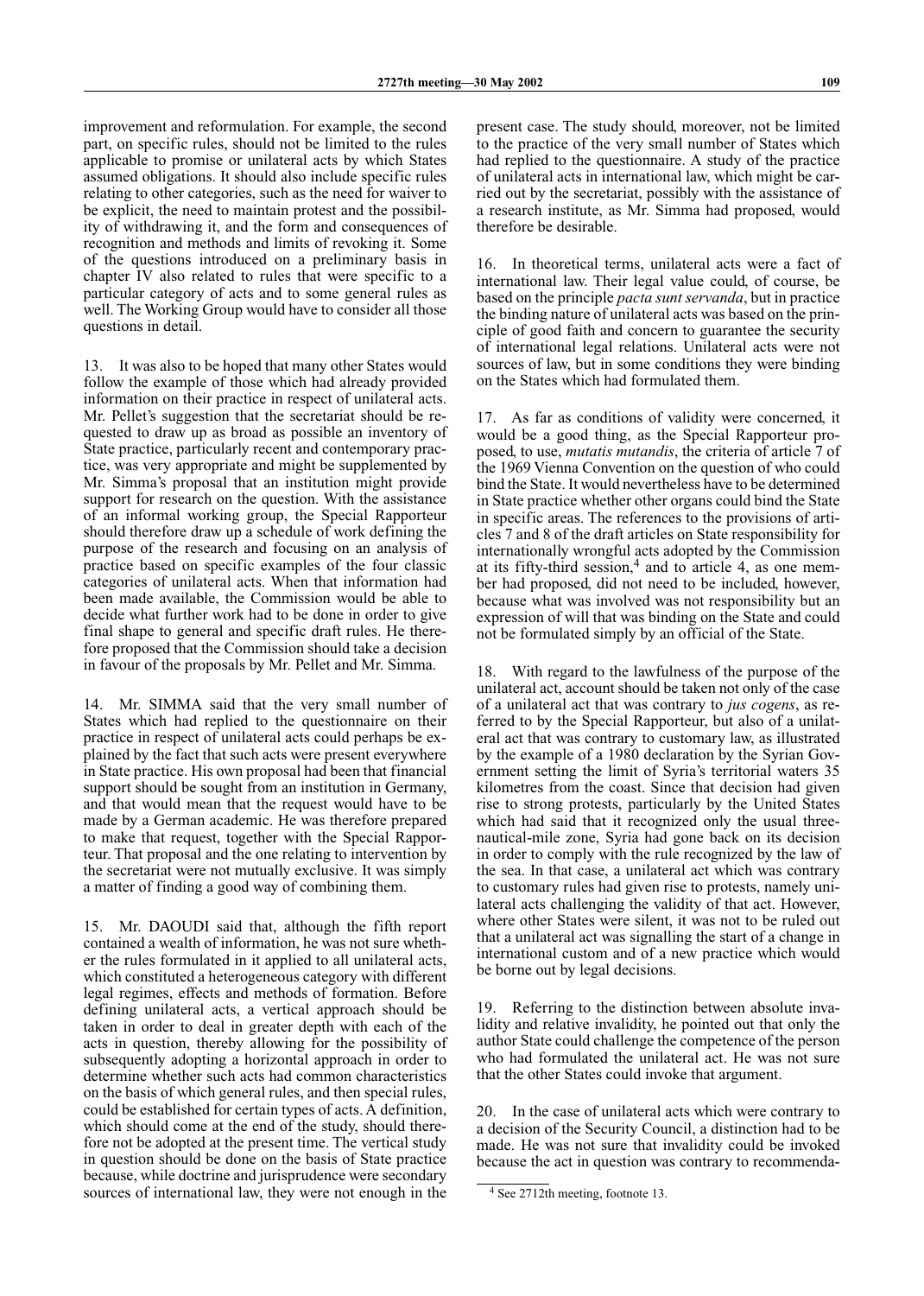improvement and reformulation. For example, the second part, on specific rules, should not be limited to the rules applicable to promise or unilateral acts by which States assumed obligations. It should also include specific rules relating to other categories, such as the need for waiver to be explicit, the need to maintain protest and the possibility of withdrawing it, and the form and consequences of recognition and methods and limits of revoking it. Some of the questions introduced on a preliminary basis in chapter IV also related to rules that were specific to a particular category of acts and to some general rules as well. The Working Group would have to consider all those questions in detail.

13. It was also to be hoped that many other States would follow the example of those which had already provided information on their practice in respect of unilateral acts. Mr. Pellet's suggestion that the secretariat should be requested to draw up as broad as possible an inventory of State practice, particularly recent and contemporary practice, was very appropriate and might be supplemented by Mr. Simma's proposal that an institution might provide support for research on the question. With the assistance of an informal working group, the Special Rapporteur should therefore draw up a schedule of work defining the purpose of the research and focusing on an analysis of practice based on specific examples of the four classic categories of unilateral acts. When that information had been made available, the Commission would be able to decide what further work had to be done in order to give final shape to general and specific draft rules. He therefore proposed that the Commission should take a decision in favour of the proposals by Mr. Pellet and Mr. Simma.

14. Mr. SIMMA said that the very small number of States which had replied to the questionnaire on their practice in respect of unilateral acts could perhaps be explained by the fact that such acts were present everywhere in State practice. His own proposal had been that financial support should be sought from an institution in Germany, and that would mean that the request would have to be made by a German academic. He was therefore prepared to make that request, together with the Special Rapporteur. That proposal and the one relating to intervention by the secretariat were not mutually exclusive. It was simply a matter of finding a good way of combining them.

15. Mr. DAOUDI said that, although the fifth report contained a wealth of information, he was not sure whether the rules formulated in it applied to all unilateral acts, which constituted a heterogeneous category with different legal regimes, effects and methods of formation. Before defining unilateral acts, a vertical approach should be taken in order to deal in greater depth with each of the acts in question, thereby allowing for the possibility of subsequently adopting a horizontal approach in order to determine whether such acts had common characteristics on the basis of which general rules, and then special rules, could be established for certain types of acts. A definition, which should come at the end of the study, should therefore not be adopted at the present time. The vertical study in question should be done on the basis of State practice because, while doctrine and jurisprudence were secondary sources of international law, they were not enough in the present case. The study should, moreover, not be limited to the practice of the very small number of States which had replied to the questionnaire. A study of the practice of unilateral acts in international law, which might be carried out by the secretariat, possibly with the assistance of a research institute, as Mr. Simma had proposed, would therefore be desirable.

16. In theoretical terms, unilateral acts were a fact of international law. Their legal value could, of course, be based on the principle *pacta sunt servanda*, but in practice the binding nature of unilateral acts was based on the principle of good faith and concern to guarantee the security of international legal relations. Unilateral acts were not sources of law, but in some conditions they were binding on the States which had formulated them.

17. As far as conditions of validity were concerned, it would be a good thing, as the Special Rapporteur proposed, to use, *mutatis mutandis*, the criteria of article 7 of the 1969 Vienna Convention on the question of who could bind the State. It would nevertheless have to be determined in State practice whether other organs could bind the State in specific areas. The references to the provisions of articles 7 and 8 of the draft articles on State responsibility for internationally wrongful acts adopted by the Commission at its fifty-third session,[4] and to article 4, as one member had proposed, did not need to be included, however, because what was involved was not responsibility but an expression of will that was binding on the State and could not be formulated simply by an official of the State.

18. With regard to the lawfulness of the purpose of the unilateral act, account should be taken not only of the case of a unilateral act that was contrary to *jus cogens*, as referred to by the Special Rapporteur, but also of a unilateral act that was contrary to customary law, as illustrated by the example of a 1980 declaration by the Syrian Government setting the limit of Syria's territorial waters 35 kilometres from the coast. Since that decision had given rise to strong protests, particularly by the United States which had said that it recognized only the usual three-nautical-mile zone, Syria had gone back on its decision in order to comply with the rule recognized by the law of the sea. In that case, a unilateral act which was contrary to customary rules had given rise to protests, namely unilateral acts challenging the validity of that act. However, where other States were silent, it was not to be ruled out that a unilateral act was signalling the start of a change in international custom and of a new practice which would be borne out by legal decisions.

19. Referring to the distinction between absolute invalidity and relative invalidity, he pointed out that only the author State could challenge the competence of the person who had formulated the unilateral act. He was not sure that the other States could invoke that argument.

20. In the case of unilateral acts which were contrary to a decision of the Security Council, a distinction had to be made. He was not sure that invalidity could be invoked because the act in question was contrary to recommenda-

---

[4] See 2712th meeting, footnote 13.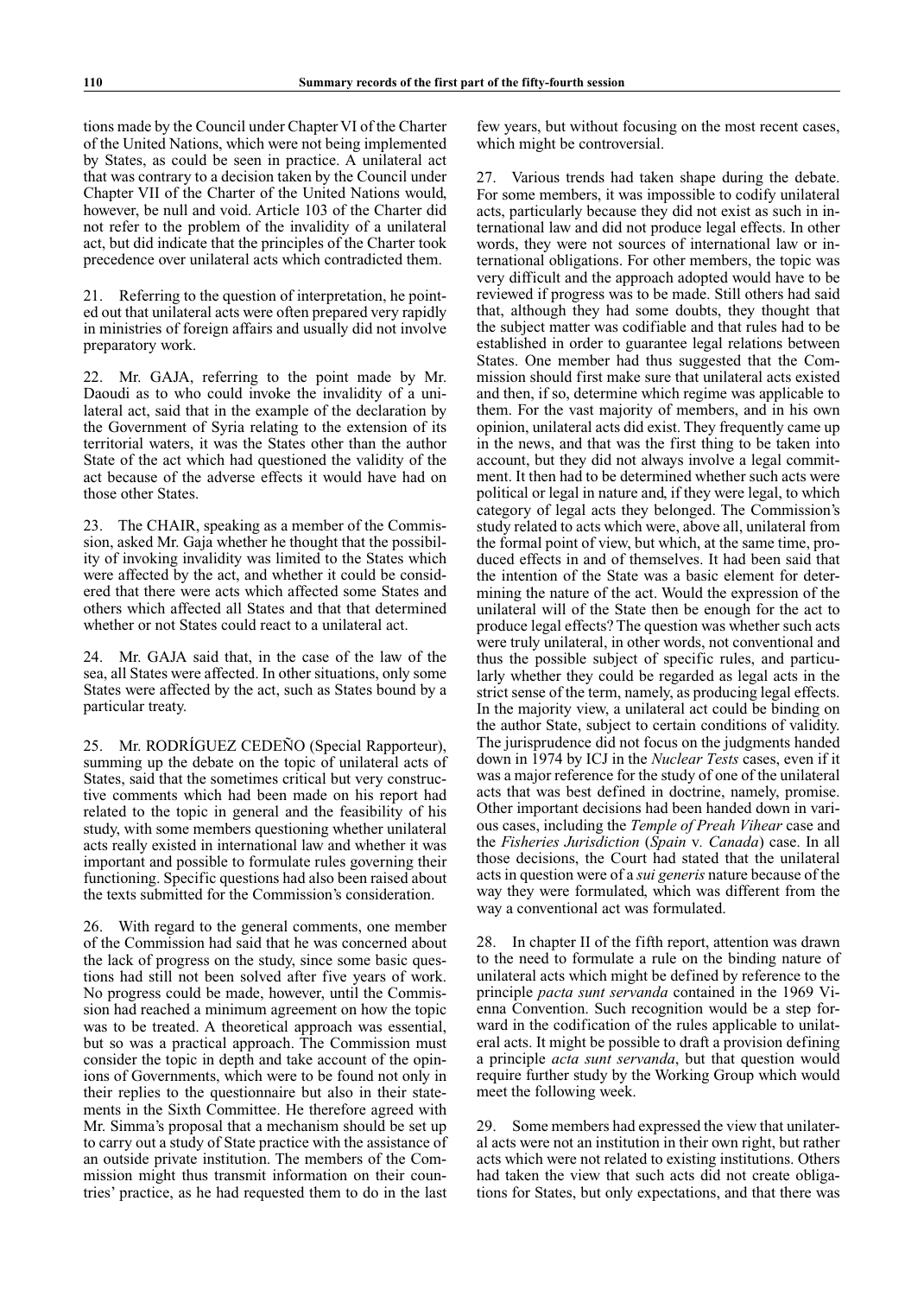tions made by the Council under Chapter VI of the Charter of the United Nations, which were not being implemented by States, as could be seen in practice. A unilateral act that was contrary to a decision taken by the Council under Chapter VII of the Charter of the United Nations would, however, be null and void. Article 103 of the Charter did not refer to the problem of the invalidity of a unilateral act, but did indicate that the principles of the Charter took precedence over unilateral acts which contradicted them.

21. Referring to the question of interpretation, he pointed out that unilateral acts were often prepared very rapidly in ministries of foreign affairs and usually did not involve preparatory work.

22. Mr. GAJA, referring to the point made by Mr. Daoudi as to who could invoke the invalidity of a unilateral act, said that in the example of the declaration by the Government of Syria relating to the extension of its territorial waters, it was the States other than the author State of the act which had questioned the validity of the act because of the adverse effects it would have had on those other States.

23. The CHAIR, speaking as a member of the Commission, asked Mr. Gaja whether he thought that the possibility of invoking invalidity was limited to the States which were affected by the act, and whether it could be considered that there were acts which affected some States and others which affected all States and that that determined whether or not States could react to a unilateral act.

24. Mr. GAJA said that, in the case of the law of the sea, all States were affected. In other situations, only some States were affected by the act, such as States bound by a particular treaty.

25. Mr. RODRÍGUEZ CEDEÑO (Special Rapporteur), summing up the debate on the topic of unilateral acts of States, said that the sometimes critical but very constructive comments which had been made on his report had related to the topic in general and the feasibility of his study, with some members questioning whether unilateral acts really existed in international law and whether it was important and possible to formulate rules governing their functioning. Specific questions had also been raised about the texts submitted for the Commission's consideration.

26. With regard to the general comments, one member of the Commission had said that he was concerned about the lack of progress on the study, since some basic questions had still not been solved after five years of work. No progress could be made, however, until the Commission had reached a minimum agreement on how the topic was to be treated. A theoretical approach was essential, but so was a practical approach. The Commission must consider the topic in depth and take account of the opinions of Governments, which were to be found not only in their replies to the questionnaire but also in their statements in the Sixth Committee. He therefore agreed with Mr. Simma's proposal that a mechanism should be set up to carry out a study of State practice with the assistance of an outside private institution. The members of the Commission might thus transmit information on their countries' practice, as he had requested them to do in the last few years, but without focusing on the most recent cases, which might be controversial.

27. Various trends had taken shape during the debate. For some members, it was impossible to codify unilateral acts, particularly because they did not exist as such in international law and did not produce legal effects. In other words, they were not sources of international law or international obligations. For other members, the topic was very difficult and the approach adopted would have to be reviewed if progress was to be made. Still others had said that, although they had some doubts, they thought that the subject matter was codifiable and that rules had to be established in order to guarantee legal relations between States. One member had thus suggested that the Commission should first make sure that unilateral acts existed and then, if so, determine which regime was applicable to them. For the vast majority of members, and in his own opinion, unilateral acts did exist. They frequently came up in the news, and that was the first thing to be taken into account, but they did not always involve a legal commitment. It then had to be determined whether such acts were political or legal in nature and, if they were legal, to which category of legal acts they belonged. The Commission's study related to acts which were, above all, unilateral from the formal point of view, but which, at the same time, produced effects in and of themselves. It had been said that the intention of the State was a basic element for determining the nature of the act. Would the expression of the unilateral will of the State then be enough for the act to produce legal effects? The question was whether such acts were truly unilateral, in other words, not conventional and thus the possible subject of specific rules, and particularly whether they could be regarded as legal acts in the strict sense of the term, namely, as producing legal effects. In the majority view, a unilateral act could be binding on the author State, subject to certain conditions of validity. The jurisprudence did not focus on the judgments handed down in 1974 by ICJ in the *Nuclear Tests* cases, even if it was a major reference for the study of one of the unilateral acts that was best defined in doctrine, namely, promise. Other important decisions had been handed down in various cases, including the *Temple of Preah Vihear* case and the *Fisheries Jurisdiction* (*Spain* v. *Canada*) case. In all those decisions, the Court had stated that the unilateral acts in question were of a *sui generis* nature because of the way they were formulated, which was different from the way a conventional act was formulated.

28. In chapter II of the fifth report, attention was drawn to the need to formulate a rule on the binding nature of unilateral acts which might be defined by reference to the principle *pacta sunt servanda* contained in the 1969 Vienna Convention. Such recognition would be a step forward in the codification of the rules applicable to unilateral acts. It might be possible to draft a provision defining a principle *acta sunt servanda*, but that question would require further study by the Working Group which would meet the following week.

29. Some members had expressed the view that unilateral acts were not an institution in their own right, but rather acts which were not related to existing institutions. Others had taken the view that such acts did not create obligations for States, but only expectations, and that there was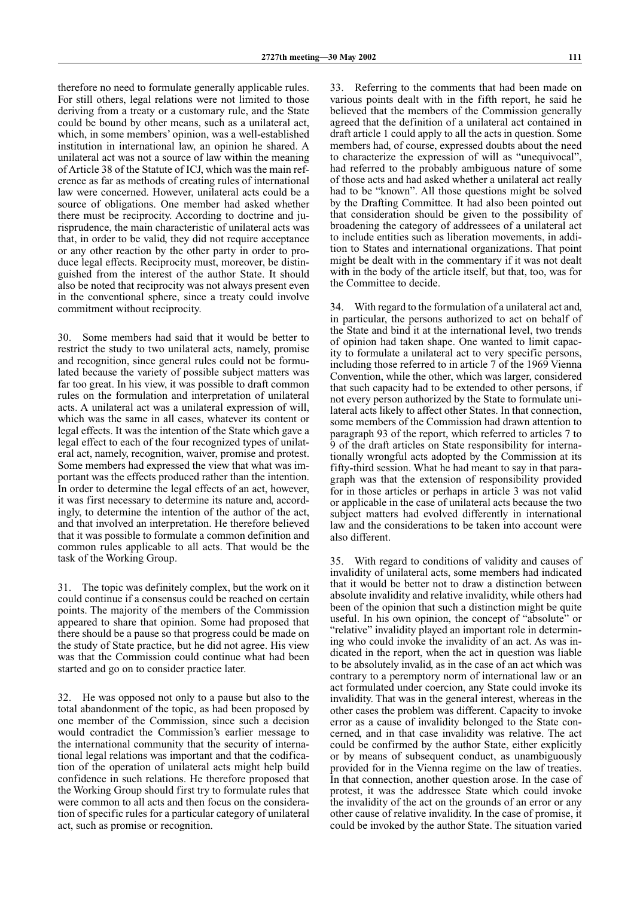therefore no need to formulate generally applicable rules. For still others, legal relations were not limited to those deriving from a treaty or a customary rule, and the State could be bound by other means, such as a unilateral act, which, in some members' opinion, was a well-established institution in international law, an opinion he shared. A unilateral act was not a source of law within the meaning of Article 38 of the Statute of ICJ, which was the main reference as far as methods of creating rules of international law were concerned. However, unilateral acts could be a source of obligations. One member had asked whether there must be reciprocity. According to doctrine and jurisprudence, the main characteristic of unilateral acts was that, in order to be valid, they did not require acceptance or any other reaction by the other party in order to produce legal effects. Reciprocity must, moreover, be distinguished from the interest of the author State. It should also be noted that reciprocity was not always present even in the conventional sphere, since a treaty could involve commitment without reciprocity.

30. Some members had said that it would be better to restrict the study to two unilateral acts, namely, promise and recognition, since general rules could not be formulated because the variety of possible subject matters was far too great. In his view, it was possible to draft common rules on the formulation and interpretation of unilateral acts. A unilateral act was a unilateral expression of will, which was the same in all cases, whatever its content or legal effects. It was the intention of the State which gave a legal effect to each of the four recognized types of unilateral act, namely, recognition, waiver, promise and protest. Some members had expressed the view that what was important was the effects produced rather than the intention. In order to determine the legal effects of an act, however, it was first necessary to determine its nature and, accordingly, to determine the intention of the author of the act, and that involved an interpretation. He therefore believed that it was possible to formulate a common definition and common rules applicable to all acts. That would be the task of the Working Group.

31. The topic was definitely complex, but the work on it could continue if a consensus could be reached on certain points. The majority of the members of the Commission appeared to share that opinion. Some had proposed that there should be a pause so that progress could be made on the study of State practice, but he did not agree. His view was that the Commission could continue what had been started and go on to consider practice later.

32. He was opposed not only to a pause but also to the total abandonment of the topic, as had been proposed by one member of the Commission, since such a decision would contradict the Commission's earlier message to the international community that the security of international legal relations was important and that the codification of the operation of unilateral acts might help build confidence in such relations. He therefore proposed that the Working Group should first try to formulate rules that were common to all acts and then focus on the consideration of specific rules for a particular category of unilateral act, such as promise or recognition.

33. Referring to the comments that had been made on various points dealt with in the fifth report, he said he believed that the members of the Commission generally agreed that the definition of a unilateral act contained in draft article 1 could apply to all the acts in question. Some members had, of course, expressed doubts about the need to characterize the expression of will as "unequivocal", had referred to the probably ambiguous nature of some of those acts and had asked whether a unilateral act really had to be "known". All those questions might be solved by the Drafting Committee. It had also been pointed out that consideration should be given to the possibility of broadening the category of addressees of a unilateral act to include entities such as liberation movements, in addition to States and international organizations. That point might be dealt with in the commentary if it was not dealt with in the body of the article itself, but that, too, was for the Committee to decide.

34. With regard to the formulation of a unilateral act and, in particular, the persons authorized to act on behalf of the State and bind it at the international level, two trends of opinion had taken shape. One wanted to limit capacity to formulate a unilateral act to very specific persons, including those referred to in article 7 of the 1969 Vienna Convention, while the other, which was larger, considered that such capacity had to be extended to other persons, if not every person authorized by the State to formulate unilateral acts likely to affect other States. In that connection, some members of the Commission had drawn attention to paragraph 93 of the report, which referred to articles 7 to 9 of the draft articles on State responsibility for internationally wrongful acts adopted by the Commission at its fifty-third session. What he had meant to say in that paragraph was that the extension of responsibility provided for in those articles or perhaps in article 3 was not valid or applicable in the case of unilateral acts because the two subject matters had evolved differently in international law and the considerations to be taken into account were also different.

35. With regard to conditions of validity and causes of invalidity of unilateral acts, some members had indicated that it would be better not to draw a distinction between absolute invalidity and relative invalidity, while others had been of the opinion that such a distinction might be quite useful. In his own opinion, the concept of "absolute" or "relative" invalidity played an important role in determining who could invoke the invalidity of an act. As was indicated in the report, when the act in question was liable to be absolutely invalid, as in the case of an act which was contrary to a peremptory norm of international law or an act formulated under coercion, any State could invoke its invalidity. That was in the general interest, whereas in the other cases the problem was different. Capacity to invoke error as a cause of invalidity belonged to the State concerned, and in that case invalidity was relative. The act could be confirmed by the author State, either explicitly or by means of subsequent conduct, as unambiguously provided for in the Vienna regime on the law of treaties. In that connection, another question arose. In the case of protest, it was the addressee State which could invoke the invalidity of the act on the grounds of an error or any other cause of relative invalidity. In the case of promise, it could be invoked by the author State. The situation varied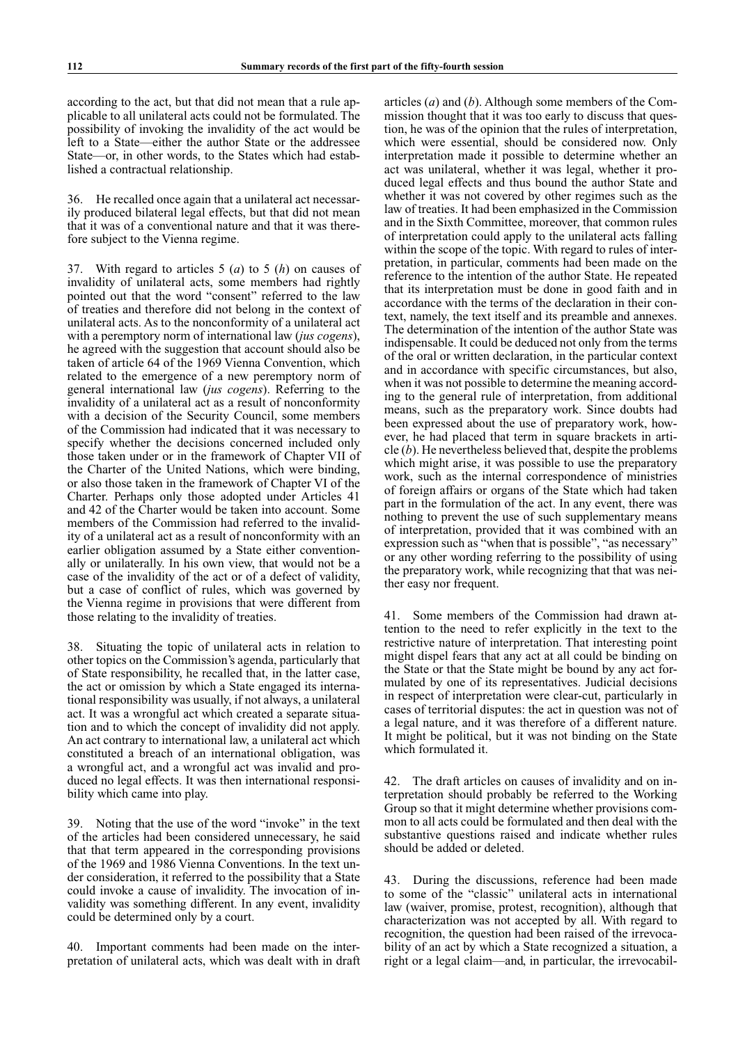according to the act, but that did not mean that a rule applicable to all unilateral acts could not be formulated. The possibility of invoking the invalidity of the act would be left to a State—either the author State or the addressee State—or, in other words, to the States which had established a contractual relationship.

36. He recalled once again that a unilateral act necessarily produced bilateral legal effects, but that did not mean that it was of a conventional nature and that it was therefore subject to the Vienna regime.

37. With regard to articles 5 (*a*) to 5 (*h*) on causes of invalidity of unilateral acts, some members had rightly pointed out that the word "consent" referred to the law of treaties and therefore did not belong in the context of unilateral acts. As to the nonconformity of a unilateral act with a peremptory norm of international law (*jus cogens*), he agreed with the suggestion that account should also be taken of article 64 of the 1969 Vienna Convention, which related to the emergence of a new peremptory norm of general international law (*jus cogens*). Referring to the invalidity of a unilateral act as a result of nonconformity with a decision of the Security Council, some members of the Commission had indicated that it was necessary to specify whether the decisions concerned included only those taken under or in the framework of Chapter VII of the Charter of the United Nations, which were binding, or also those taken in the framework of Chapter VI of the Charter. Perhaps only those adopted under Articles 41 and 42 of the Charter would be taken into account. Some members of the Commission had referred to the invalidity of a unilateral act as a result of nonconformity with an earlier obligation assumed by a State either conventionally or unilaterally. In his own view, that would not be a case of the invalidity of the act or of a defect of validity, but a case of conflict of rules, which was governed by the Vienna regime in provisions that were different from those relating to the invalidity of treaties.

38. Situating the topic of unilateral acts in relation to other topics on the Commission's agenda, particularly that of State responsibility, he recalled that, in the latter case, the act or omission by which a State engaged its international responsibility was usually, if not always, a unilateral act. It was a wrongful act which created a separate situation and to which the concept of invalidity did not apply. An act contrary to international law, a unilateral act which constituted a breach of an international obligation, was a wrongful act, and a wrongful act was invalid and produced no legal effects. It was then international responsibility which came into play.

39. Noting that the use of the word "invoke" in the text of the articles had been considered unnecessary, he said that that term appeared in the corresponding provisions of the 1969 and 1986 Vienna Conventions. In the text under consideration, it referred to the possibility that a State could invoke a cause of invalidity. The invocation of invalidity was something different. In any event, invalidity could be determined only by a court.

40. Important comments had been made on the interpretation of unilateral acts, which was dealt with in draft articles (*a*) and (*b*). Although some members of the Commission thought that it was too early to discuss that question, he was of the opinion that the rules of interpretation, which were essential, should be considered now. Only interpretation made it possible to determine whether an act was unilateral, whether it was legal, whether it produced legal effects and thus bound the author State and whether it was not covered by other regimes such as the law of treaties. It had been emphasized in the Commission and in the Sixth Committee, moreover, that common rules of interpretation could apply to the unilateral acts falling within the scope of the topic. With regard to rules of interpretation, in particular, comments had been made on the reference to the intention of the author State. He repeated that its interpretation must be done in good faith and in accordance with the terms of the declaration in their context, namely, the text itself and its preamble and annexes. The determination of the intention of the author State was indispensable. It could be deduced not only from the terms of the oral or written declaration, in the particular context and in accordance with specific circumstances, but also, when it was not possible to determine the meaning according to the general rule of interpretation, from additional means, such as the preparatory work. Since doubts had been expressed about the use of preparatory work, however, he had placed that term in square brackets in article (*b*). He nevertheless believed that, despite the problems which might arise, it was possible to use the preparatory work, such as the internal correspondence of ministries of foreign affairs or organs of the State which had taken part in the formulation of the act. In any event, there was nothing to prevent the use of such supplementary means of interpretation, provided that it was combined with an expression such as "when that is possible", "as necessary" or any other wording referring to the possibility of using the preparatory work, while recognizing that that was neither easy nor frequent.

41. Some members of the Commission had drawn attention to the need to refer explicitly in the text to the restrictive nature of interpretation. That interesting point might dispel fears that any act at all could be binding on the State or that the State might be bound by any act formulated by one of its representatives. Judicial decisions in respect of interpretation were clear-cut, particularly in cases of territorial disputes: the act in question was not of a legal nature, and it was therefore of a different nature. It might be political, but it was not binding on the State which formulated it.

42. The draft articles on causes of invalidity and on interpretation should probably be referred to the Working Group so that it might determine whether provisions common to all acts could be formulated and then deal with the substantive questions raised and indicate whether rules should be added or deleted.

43. During the discussions, reference had been made to some of the "classic" unilateral acts in international law (waiver, promise, protest, recognition), although that characterization was not accepted by all. With regard to recognition, the question had been raised of the irrevocability of an act by which a State recognized a situation, a right or a legal claim—and, in particular, the irrevocabil-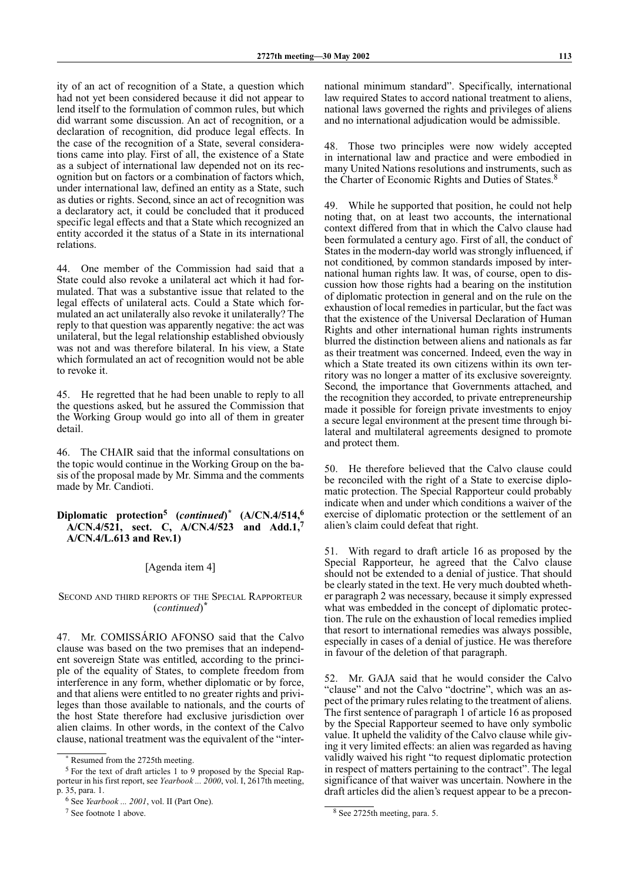ity of an act of recognition of a State, a question which had not yet been considered because it did not appear to lend itself to the formulation of common rules, but which did warrant some discussion. An act of recognition, or a declaration of recognition, did produce legal effects. In the case of the recognition of a State, several considerations came into play. First of all, the existence of a State as a subject of international law depended not on its recognition but on factors or a combination of factors which, under international law, defined an entity as a State, such as duties or rights. Second, since an act of recognition was a declaratory act, it could be concluded that it produced specific legal effects and that a State which recognized an entity accorded it the status of a State in its international relations.

44. One member of the Commission had said that a State could also revoke a unilateral act which it had formulated. That was a substantive issue that related to the legal effects of unilateral acts. Could a State which formulated an act unilaterally also revoke it unilaterally? The reply to that question was apparently negative: the act was unilateral, but the legal relationship established obviously was not and was therefore bilateral. In his view, a State which formulated an act of recognition would not be able to revoke it.

45. He regretted that he had been unable to reply to all the questions asked, but he assured the Commission that the Working Group would go into all of them in greater detail.

46. The CHAIR said that the informal consultations on the topic would continue in the Working Group on the basis of the proposal made by Mr. Simma and the comments made by Mr. Candioti.

## Diplomatic protection[5] (*continued*)[*] (A/CN.4/514,[6] A/CN.4/521, sect. C, A/CN.4/523 and Add.1,[7] A/CN.4/L.613 and Rev.1)

[Agenda item 4]

### Second and third reports of the Special Rapporteur (*continued*)[*]

47. Mr. COMISSÁRIO AFONSO said that the Calvo clause was based on the two premises that an independent sovereign State was entitled, according to the principle of the equality of States, to complete freedom from interference in any form, whether diplomatic or by force, and that aliens were entitled to no greater rights and privileges than those available to nationals, and the courts of the host State therefore had exclusive jurisdiction over alien claims. In other words, in the context of the Calvo clause, national treatment was the equivalent of the "international minimum standard". Specifically, international law required States to accord national treatment to aliens, national laws governed the rights and privileges of aliens and no international adjudication would be admissible.

48. Those two principles were now widely accepted in international law and practice and were embodied in many United Nations resolutions and instruments, such as the Charter of Economic Rights and Duties of States.[8]

49. While he supported that position, he could not help noting that, on at least two accounts, the international context differed from that in which the Calvo clause had been formulated a century ago. First of all, the conduct of States in the modern-day world was strongly influenced, if not conditioned, by common standards imposed by international human rights law. It was, of course, open to discussion how those rights had a bearing on the institution of diplomatic protection in general and on the rule on the exhaustion of local remedies in particular, but the fact was that the existence of the Universal Declaration of Human Rights and other international human rights instruments blurred the distinction between aliens and nationals as far as their treatment was concerned. Indeed, even the way in which a State treated its own citizens within its own territory was no longer a matter of its exclusive sovereignty. Second, the importance that Governments attached, and the recognition they accorded, to private entrepreneurship made it possible for foreign private investments to enjoy a secure legal environment at the present time through bilateral and multilateral agreements designed to promote and protect them.

50. He therefore believed that the Calvo clause could be reconciled with the right of a State to exercise diplomatic protection. The Special Rapporteur could probably indicate when and under which conditions a waiver of the exercise of diplomatic protection or the settlement of an alien's claim could defeat that right.

51. With regard to draft article 16 as proposed by the Special Rapporteur, he agreed that the Calvo clause should not be extended to a denial of justice. That should be clearly stated in the text. He very much doubted whether paragraph 2 was necessary, because it simply expressed what was embedded in the concept of diplomatic protection. The rule on the exhaustion of local remedies implied that resort to international remedies was always possible, especially in cases of a denial of justice. He was therefore in favour of the deletion of that paragraph.

52. Mr. GAJA said that he would consider the Calvo "clause" and not the Calvo "doctrine", which was an aspect of the primary rules relating to the treatment of aliens. The first sentence of paragraph 1 of article 16 as proposed by the Special Rapporteur seemed to have only symbolic value. It upheld the validity of the Calvo clause while giving it very limited effects: an alien was regarded as having validly waived his right "to request diplomatic protection in respect of matters pertaining to the contract". The legal significance of that waiver was uncertain. Nowhere in the draft articles did the alien's request appear to be a precon-

---

[*] Resumed from the 2725th meeting.

[5] For the text of draft articles 1 to 9 proposed by the Special Rapporteur in his first report, see *Yearbook ... 2000*, vol. I, 2617th meeting, p. 35, para. 1.

[6] See *Yearbook ... 2001*, vol. II (Part One).

[7] See footnote 1 above.

[8] See 2725th meeting, para. 5.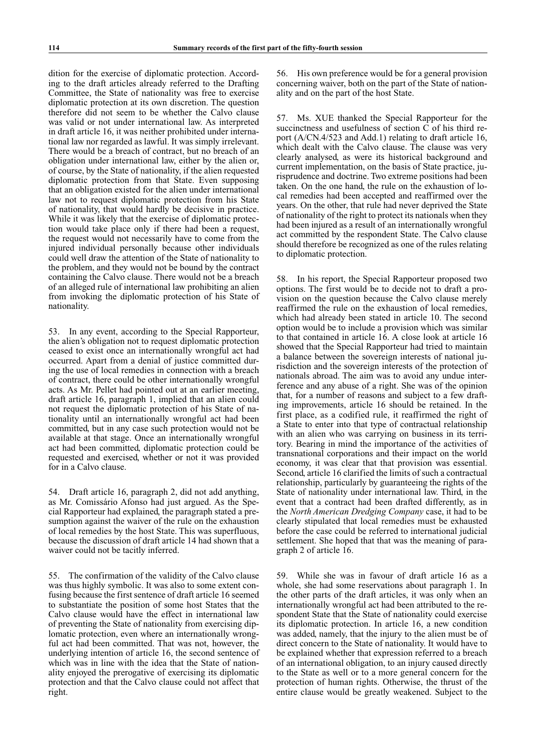dition for the exercise of diplomatic protection. According to the draft articles already referred to the Drafting Committee, the State of nationality was free to exercise diplomatic protection at its own discretion. The question therefore did not seem to be whether the Calvo clause was valid or not under international law. As interpreted in draft article 16, it was neither prohibited under international law nor regarded as lawful. It was simply irrelevant. There would be a breach of contract, but no breach of an obligation under international law, either by the alien or, of course, by the State of nationality, if the alien requested diplomatic protection from that State. Even supposing that an obligation existed for the alien under international law not to request diplomatic protection from his State of nationality, that would hardly be decisive in practice. While it was likely that the exercise of diplomatic protection would take place only if there had been a request, the request would not necessarily have to come from the injured individual personally because other individuals could well draw the attention of the State of nationality to the problem, and they would not be bound by the contract containing the Calvo clause. There would not be a breach of an alleged rule of international law prohibiting an alien from invoking the diplomatic protection of his State of nationality.

53. In any event, according to the Special Rapporteur, the alien's obligation not to request diplomatic protection ceased to exist once an internationally wrongful act had occurred. Apart from a denial of justice committed during the use of local remedies in connection with a breach of contract, there could be other internationally wrongful acts. As Mr. Pellet had pointed out at an earlier meeting, draft article 16, paragraph 1, implied that an alien could not request the diplomatic protection of his State of nationality until an internationally wrongful act had been committed, but in any case such protection would not be available at that stage. Once an internationally wrongful act had been committed, diplomatic protection could be requested and exercised, whether or not it was provided for in a Calvo clause.

54. Draft article 16, paragraph 2, did not add anything, as Mr. Comissário Afonso had just argued. As the Special Rapporteur had explained, the paragraph stated a presumption against the waiver of the rule on the exhaustion of local remedies by the host State. This was superfluous, because the discussion of draft article 14 had shown that a waiver could not be tacitly inferred.

55. The confirmation of the validity of the Calvo clause was thus highly symbolic. It was also to some extent confusing because the first sentence of draft article 16 seemed to substantiate the position of some host States that the Calvo clause would have the effect in international law of preventing the State of nationality from exercising diplomatic protection, even where an internationally wrongful act had been committed. That was not, however, the underlying intention of article 16, the second sentence of which was in line with the idea that the State of nationality enjoyed the prerogative of exercising its diplomatic protection and that the Calvo clause could not affect that right.

56. His own preference would be for a general provision concerning waiver, both on the part of the State of nationality and on the part of the host State.

57. Ms. XUE thanked the Special Rapporteur for the succinctness and usefulness of section C of his third report (A/CN.4/523 and Add.1) relating to draft article 16, which dealt with the Calvo clause. The clause was very clearly analysed, as were its historical background and current implementation, on the basis of State practice, jurisprudence and doctrine. Two extreme positions had been taken. On the one hand, the rule on the exhaustion of local remedies had been accepted and reaffirmed over the years. On the other, that rule had never deprived the State of nationality of the right to protect its nationals when they had been injured as a result of an internationally wrongful act committed by the respondent State. The Calvo clause should therefore be recognized as one of the rules relating to diplomatic protection.

58. In his report, the Special Rapporteur proposed two options. The first would be to decide not to draft a provision on the question because the Calvo clause merely reaffirmed the rule on the exhaustion of local remedies, which had already been stated in article 10. The second option would be to include a provision which was similar to that contained in article 16. A close look at article 16 showed that the Special Rapporteur had tried to maintain a balance between the sovereign interests of national jurisdiction and the sovereign interests of the protection of nationals abroad. The aim was to avoid any undue interference and any abuse of a right. She was of the opinion that, for a number of reasons and subject to a few drafting improvements, article 16 should be retained. In the first place, as a codified rule, it reaffirmed the right of a State to enter into that type of contractual relationship with an alien who was carrying on business in its territory. Bearing in mind the importance of the activities of transnational corporations and their impact on the world economy, it was clear that that provision was essential. Second, article 16 clarified the limits of such a contractual relationship, particularly by guaranteeing the rights of the State of nationality under international law. Third, in the event that a contract had been drafted differently, as in the *North American Dredging Company* case, it had to be clearly stipulated that local remedies must be exhausted before the case could be referred to international judicial settlement. She hoped that that was the meaning of paragraph 2 of article 16.

59. While she was in favour of draft article 16 as a whole, she had some reservations about paragraph 1. In the other parts of the draft articles, it was only when an internationally wrongful act had been attributed to the respondent State that the State of nationality could exercise its diplomatic protection. In article 16, a new condition was added, namely, that the injury to the alien must be of direct concern to the State of nationality. It would have to be explained whether that expression referred to a breach of an international obligation, to an injury caused directly to the State as well or to a more general concern for the protection of human rights. Otherwise, the thrust of the entire clause would be greatly weakened. Subject to the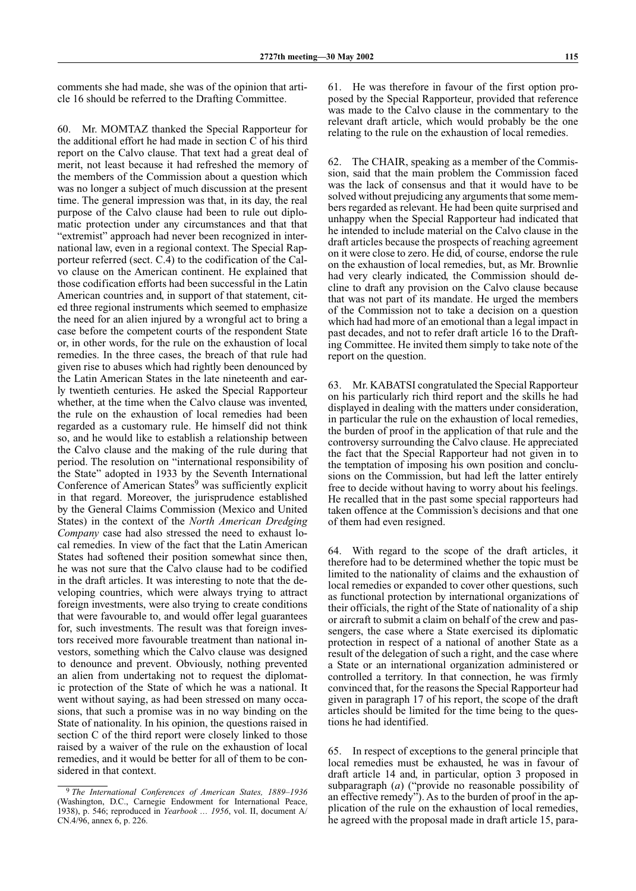comments she had made, she was of the opinion that article 16 should be referred to the Drafting Committee.

60. Mr. MOMTAZ thanked the Special Rapporteur for the additional effort he had made in section C of his third report on the Calvo clause. That text had a great deal of merit, not least because it had refreshed the memory of the members of the Commission about a question which was no longer a subject of much discussion at the present time. The general impression was that, in its day, the real purpose of the Calvo clause had been to rule out diplomatic protection under any circumstances and that that "extremist" approach had never been recognized in international law, even in a regional context. The Special Rapporteur referred (sect. C.4) to the codification of the Calvo clause on the American continent. He explained that those codification efforts had been successful in the Latin American countries and, in support of that statement, cited three regional instruments which seemed to emphasize the need for an alien injured by a wrongful act to bring a case before the competent courts of the respondent State or, in other words, for the rule on the exhaustion of local remedies. In the three cases, the breach of that rule had given rise to abuses which had rightly been denounced by the Latin American States in the late nineteenth and early twentieth centuries. He asked the Special Rapporteur whether, at the time when the Calvo clause was invented, the rule on the exhaustion of local remedies had been regarded as a customary rule. He himself did not think so, and he would like to establish a relationship between the Calvo clause and the making of the rule during that period. The resolution on "international responsibility of the State" adopted in 1933 by the Seventh International Conference of American States[9] was sufficiently explicit in that regard. Moreover, the jurisprudence established by the General Claims Commission (Mexico and United States) in the context of the *North American Dredging Company* case had also stressed the need to exhaust local remedies. In view of the fact that the Latin American States had softened their position somewhat since then, he was not sure that the Calvo clause had to be codified in the draft articles. It was interesting to note that the developing countries, which were always trying to attract foreign investments, were also trying to create conditions that were favourable to, and would offer legal guarantees for, such investments. The result was that foreign investors received more favourable treatment than national investors, something which the Calvo clause was designed to denounce and prevent. Obviously, nothing prevented an alien from undertaking not to request the diplomatic protection of the State of which he was a national. It went without saying, as had been stressed on many occasions, that such a promise was in no way binding on the State of nationality. In his opinion, the questions raised in section C of the third report were closely linked to those raised by a waiver of the rule on the exhaustion of local remedies, and it would be better for all of them to be considered in that context.

61. He was therefore in favour of the first option proposed by the Special Rapporteur, provided that reference was made to the Calvo clause in the commentary to the relevant draft article, which would probably be the one relating to the rule on the exhaustion of local remedies.

62. The CHAIR, speaking as a member of the Commission, said that the main problem the Commission faced was the lack of consensus and that it would have to be solved without prejudicing any arguments that some members regarded as relevant. He had been quite surprised and unhappy when the Special Rapporteur had indicated that he intended to include material on the Calvo clause in the draft articles because the prospects of reaching agreement on it were close to zero. He did, of course, endorse the rule on the exhaustion of local remedies, but, as Mr. Brownlie had very clearly indicated, the Commission should decline to draft any provision on the Calvo clause because that was not part of its mandate. He urged the members of the Commission not to take a decision on a question which had had more of an emotional than a legal impact in past decades, and not to refer draft article 16 to the Drafting Committee. He invited them simply to take note of the report on the question.

63. Mr. KABATSI congratulated the Special Rapporteur on his particularly rich third report and the skills he had displayed in dealing with the matters under consideration, in particular the rule on the exhaustion of local remedies, the burden of proof in the application of that rule and the controversy surrounding the Calvo clause. He appreciated the fact that the Special Rapporteur had not given in to the temptation of imposing his own position and conclusions on the Commission, but had left the latter entirely free to decide without having to worry about his feelings. He recalled that in the past some special rapporteurs had taken offence at the Commission's decisions and that one of them had even resigned.

64. With regard to the scope of the draft articles, it therefore had to be determined whether the topic must be limited to the nationality of claims and the exhaustion of local remedies or expanded to cover other questions, such as functional protection by international organizations of their officials, the right of the State of nationality of a ship or aircraft to submit a claim on behalf of the crew and passengers, the case where a State exercised its diplomatic protection in respect of a national of another State as a result of the delegation of such a right, and the case where a State or an international organization administered or controlled a territory. In that connection, he was firmly convinced that, for the reasons the Special Rapporteur had given in paragraph 17 of his report, the scope of the draft articles should be limited for the time being to the questions he had identified.

65. In respect of exceptions to the general principle that local remedies must be exhausted, he was in favour of draft article 14 and, in particular, option 3 proposed in subparagraph (*a*) ("provide no reasonable possibility of an effective remedy"). As to the burden of proof in the application of the rule on the exhaustion of local remedies, he agreed with the proposal made in draft article 15, para-

---

[9] *The International Conferences of American States, 1889–1936* (Washington, D.C., Carnegie Endowment for International Peace, 1938), p. 546; reproduced in *Yearbook … 1956*, vol. II, document A/CN.4/96, annex 6, p. 226.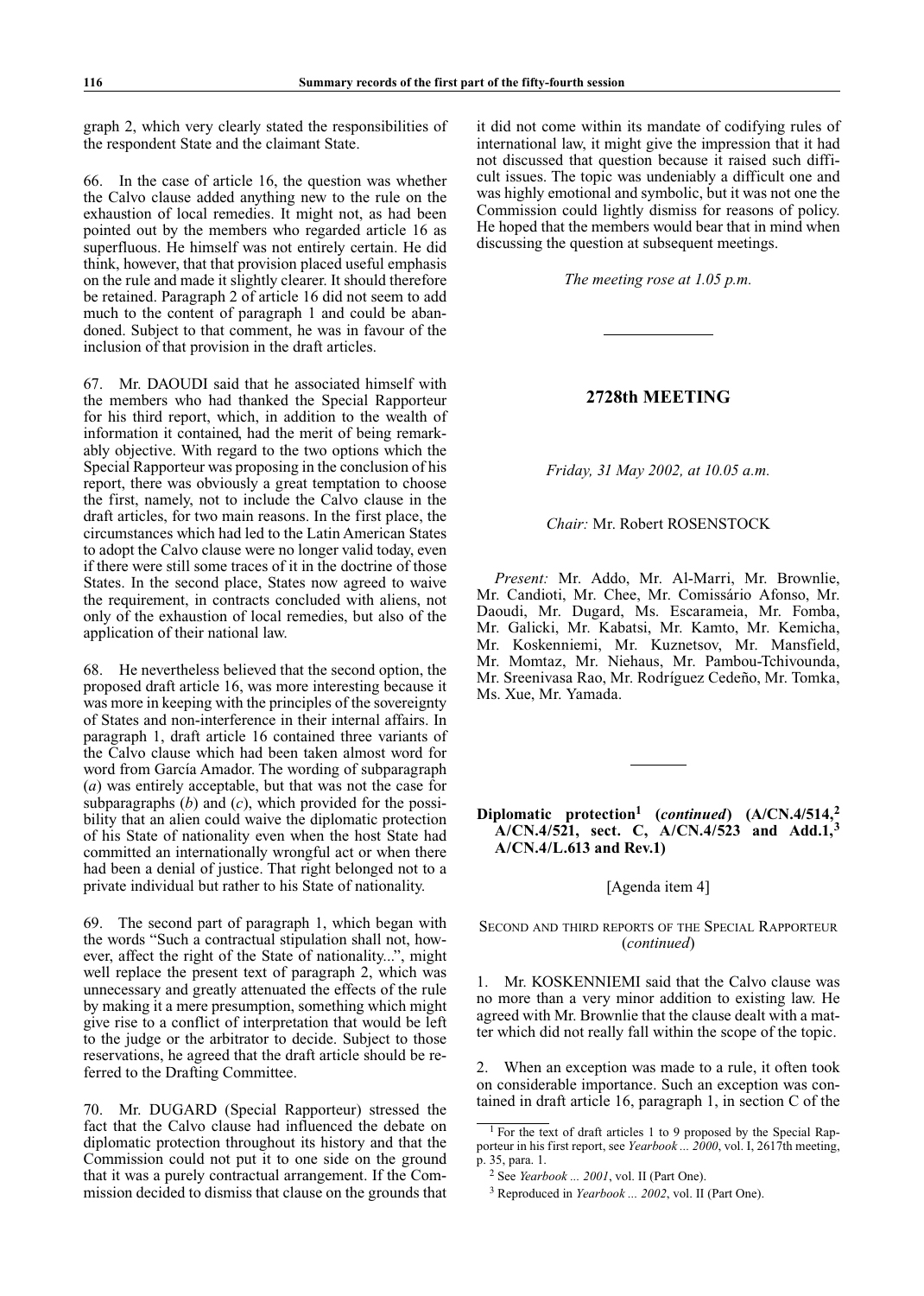graph 2, which very clearly stated the responsibilities of the respondent State and the claimant State.

66. In the case of article 16, the question was whether the Calvo clause added anything new to the rule on the exhaustion of local remedies. It might not, as had been pointed out by the members who regarded article 16 as superfluous. He himself was not entirely certain. He did think, however, that that provision placed useful emphasis on the rule and made it slightly clearer. It should therefore be retained. Paragraph 2 of article 16 did not seem to add much to the content of paragraph 1 and could be abandoned. Subject to that comment, he was in favour of the inclusion of that provision in the draft articles.

67. Mr. DAOUDI said that he associated himself with the members who had thanked the Special Rapporteur for his third report, which, in addition to the wealth of information it contained, had the merit of being remarkably objective. With regard to the two options which the Special Rapporteur was proposing in the conclusion of his report, there was obviously a great temptation to choose the first, namely, not to include the Calvo clause in the draft articles, for two main reasons. In the first place, the circumstances which had led to the Latin American States to adopt the Calvo clause were no longer valid today, even if there were still some traces of it in the doctrine of those States. In the second place, States now agreed to waive the requirement, in contracts concluded with aliens, not only of the exhaustion of local remedies, but also of the application of their national law.

68. He nevertheless believed that the second option, the proposed draft article 16, was more interesting because it was more in keeping with the principles of the sovereignty of States and non-interference in their internal affairs. In paragraph 1, draft article 16 contained three variants of the Calvo clause which had been taken almost word for word from García Amador. The wording of subparagraph (*a*) was entirely acceptable, but that was not the case for subparagraphs (*b*) and (*c*), which provided for the possibility that an alien could waive the diplomatic protection of his State of nationality even when the host State had committed an internationally wrongful act or when there had been a denial of justice. That right belonged not to a private individual but rather to his State of nationality.

69. The second part of paragraph 1, which began with the words "Such a contractual stipulation shall not, however, affect the right of the State of nationality...", might well replace the present text of paragraph 2, which was unnecessary and greatly attenuated the effects of the rule by making it a mere presumption, something which might give rise to a conflict of interpretation that would be left to the judge or the arbitrator to decide. Subject to those reservations, he agreed that the draft article should be referred to the Drafting Committee.

70. Mr. DUGARD (Special Rapporteur) stressed the fact that the Calvo clause had influenced the debate on diplomatic protection throughout its history and that the Commission could not put it to one side on the ground that it was a purely contractual arrangement. If the Commission decided to dismiss that clause on the grounds that it did not come within its mandate of codifying rules of international law, it might give the impression that it had not discussed that question because it raised such difficult issues. The topic was undeniably a difficult one and was highly emotional and symbolic, but it was not one the Commission could lightly dismiss for reasons of policy. He hoped that the members would bear that in mind when discussing the question at subsequent meetings.

*The meeting rose at 1.05 p.m.*

---

## 2728th MEETING

*Friday, 31 May 2002, at 10.05 a.m.*

*Chair:* Mr. Robert ROSENSTOCK

*Present:* Mr. Addo, Mr. Al-Marri, Mr. Brownlie, Mr. Candioti, Mr. Chee, Mr. Comissário Afonso, Mr. Daoudi, Mr. Dugard, Ms. Escarameia, Mr. Fomba, Mr. Galicki, Mr. Kabatsi, Mr. Kamto, Mr. Kemicha, Mr. Koskenniemi, Mr. Kuznetsov, Mr. Mansfield, Mr. Momtaz, Mr. Niehaus, Mr. Pambou-Tchivounda, Mr. Sreenivasa Rao, Mr. Rodríguez Cedeño, Mr. Tomka, Ms. Xue, Mr. Yamada.

---

### Diplomatic protection[1] (*continued*) (A/CN.4/514,[2] A/CN.4/521, sect. C, A/CN.4/523 and Add.1,[3] A/CN.4/L.613 and Rev.1)

[Agenda item 4]

SECOND AND THIRD REPORTS OF THE SPECIAL RAPPORTEUR (*continued*)

1. Mr. KOSKENNIEMI said that the Calvo clause was no more than a very minor addition to existing law. He agreed with Mr. Brownlie that the clause dealt with a matter which did not really fall within the scope of the topic.

2. When an exception was made to a rule, it often took on considerable importance. Such an exception was contained in draft article 16, paragraph 1, in section C of the

---

[1] For the text of draft articles 1 to 9 proposed by the Special Rapporteur in his first report, see *Yearbook ... 2000*, vol. I, 2617th meeting, p. 35, para. 1.

[2] See *Yearbook ... 2001*, vol. II (Part One).

[3] Reproduced in *Yearbook ... 2002*, vol. II (Part One).